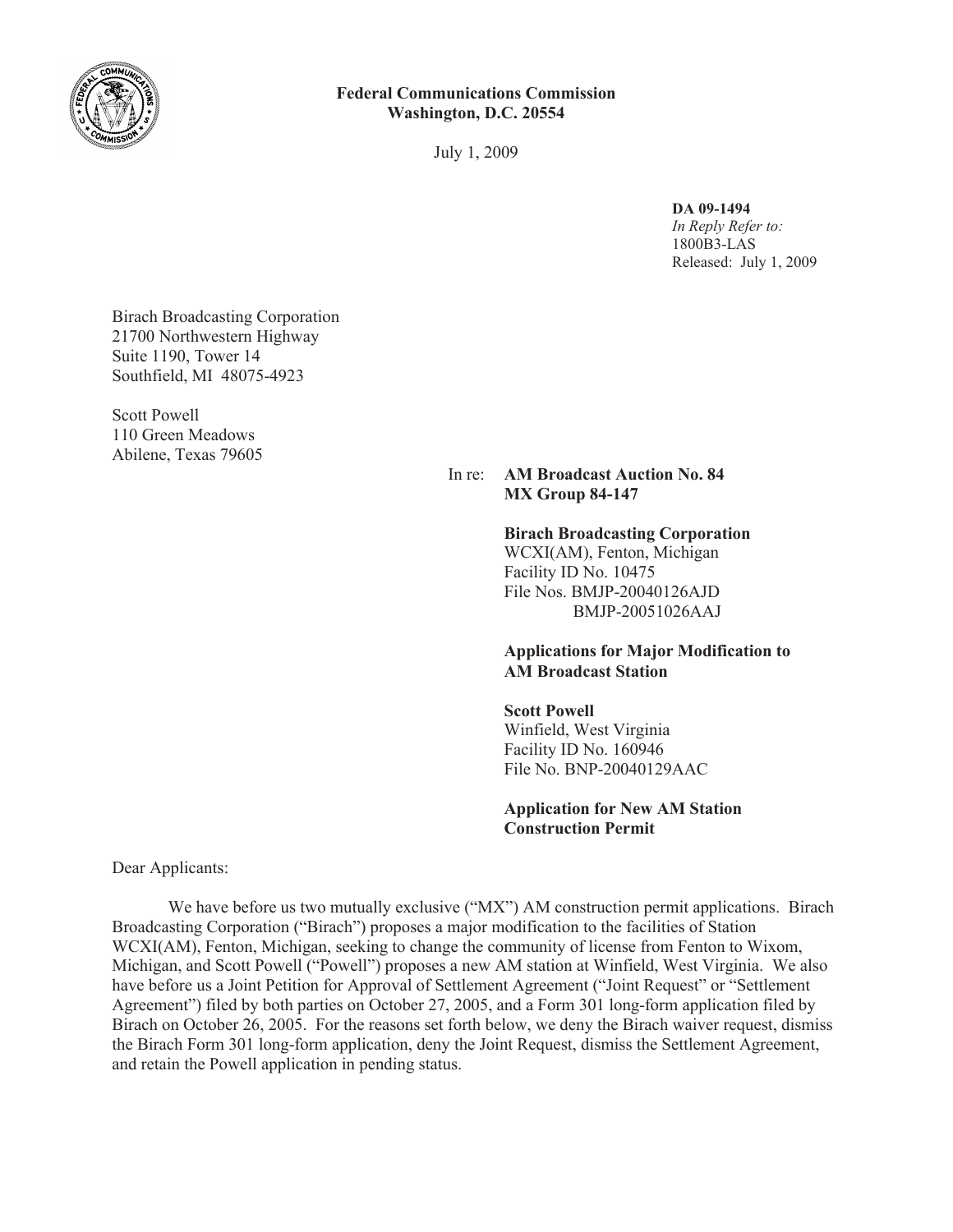**Federal Communications Commission**
**Washington, D.C. 20554**

July 1, 2009

**DA 09-1494**
*In Reply Refer to:*
1800B3-LAS
Released: July 1, 2009

Birach Broadcasting Corporation
21700 Northwestern Highway
Suite 1190, Tower 14
Southfield, MI 48075-4923

Scott Powell
110 Green Meadows
Abilene, Texas 79605

In re: **AM Broadcast Auction No. 84**
**MX Group 84-147**

**Birach Broadcasting Corporation**
WCXI(AM), Fenton, Michigan
Facility ID No. 10475
File Nos. BMJP-20040126AJD
BMJP-20051026AAJ

**Applications for Major Modification to AM Broadcast Station**

**Scott Powell**
Winfield, West Virginia
Facility ID No. 160946
File No. BNP-20040129AAC

**Application for New AM Station Construction Permit**

Dear Applicants:

We have before us two mutually exclusive ("MX") AM construction permit applications. Birach Broadcasting Corporation ("Birach") proposes a major modification to the facilities of Station WCXI(AM), Fenton, Michigan, seeking to change the community of license from Fenton to Wixom, Michigan, and Scott Powell ("Powell") proposes a new AM station at Winfield, West Virginia. We also have before us a Joint Petition for Approval of Settlement Agreement ("Joint Request" or "Settlement Agreement") filed by both parties on October 27, 2005, and a Form 301 long-form application filed by Birach on October 26, 2005. For the reasons set forth below, we deny the Birach waiver request, dismiss the Birach Form 301 long-form application, deny the Joint Request, dismiss the Settlement Agreement, and retain the Powell application in pending status.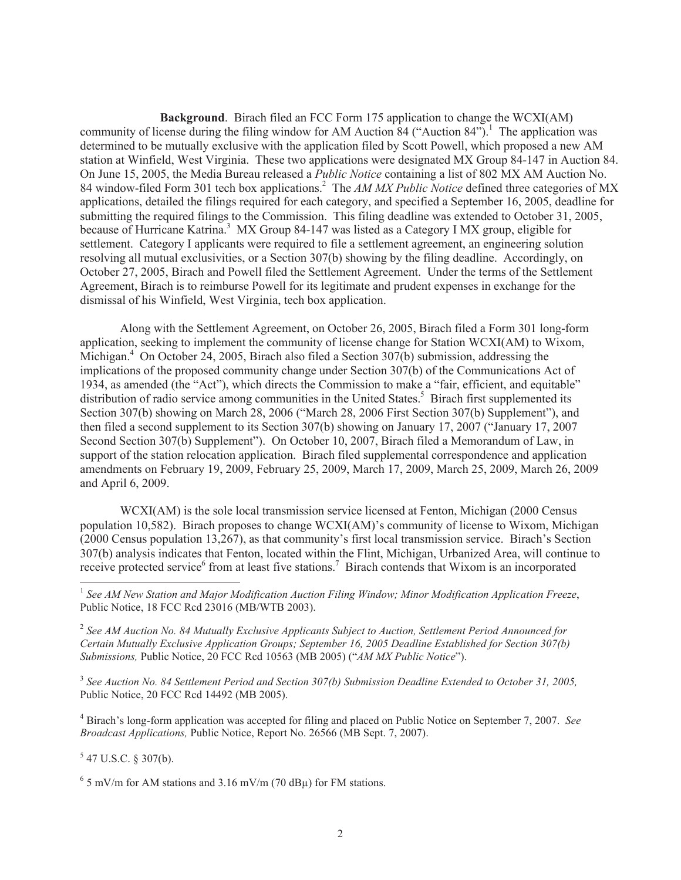**Background**. Birach filed an FCC Form 175 application to change the WCXI(AM) community of license during the filing window for AM Auction 84 ("Auction 84").[1] The application was determined to be mutually exclusive with the application filed by Scott Powell, which proposed a new AM station at Winfield, West Virginia. These two applications were designated MX Group 84-147 in Auction 84. On June 15, 2005, the Media Bureau released a *Public Notice* containing a list of 802 MX AM Auction No. 84 window-filed Form 301 tech box applications.[2] The *AM MX Public Notice* defined three categories of MX applications, detailed the filings required for each category, and specified a September 16, 2005, deadline for submitting the required filings to the Commission. This filing deadline was extended to October 31, 2005, because of Hurricane Katrina.[3] MX Group 84-147 was listed as a Category I MX group, eligible for settlement. Category I applicants were required to file a settlement agreement, an engineering solution resolving all mutual exclusivities, or a Section 307(b) showing by the filing deadline. Accordingly, on October 27, 2005, Birach and Powell filed the Settlement Agreement. Under the terms of the Settlement Agreement, Birach is to reimburse Powell for its legitimate and prudent expenses in exchange for the dismissal of his Winfield, West Virginia, tech box application.

Along with the Settlement Agreement, on October 26, 2005, Birach filed a Form 301 long-form application, seeking to implement the community of license change for Station WCXI(AM) to Wixom, Michigan.[4] On October 24, 2005, Birach also filed a Section 307(b) submission, addressing the implications of the proposed community change under Section 307(b) of the Communications Act of 1934, as amended (the "Act"), which directs the Commission to make a "fair, efficient, and equitable" distribution of radio service among communities in the United States.[5] Birach first supplemented its Section 307(b) showing on March 28, 2006 ("March 28, 2006 First Section 307(b) Supplement"), and then filed a second supplement to its Section 307(b) showing on January 17, 2007 ("January 17, 2007 Second Section 307(b) Supplement"). On October 10, 2007, Birach filed a Memorandum of Law, in support of the station relocation application. Birach filed supplemental correspondence and application amendments on February 19, 2009, February 25, 2009, March 17, 2009, March 25, 2009, March 26, 2009 and April 6, 2009.

WCXI(AM) is the sole local transmission service licensed at Fenton, Michigan (2000 Census population 10,582). Birach proposes to change WCXI(AM)'s community of license to Wixom, Michigan (2000 Census population 13,267), as that community's first local transmission service. Birach's Section 307(b) analysis indicates that Fenton, located within the Flint, Michigan, Urbanized Area, will continue to receive protected service[6] from at least five stations.[7] Birach contends that Wixom is an incorporated

---

[1] *See AM New Station and Major Modification Auction Filing Window; Minor Modification Application Freeze*, Public Notice, 18 FCC Rcd 23016 (MB/WTB 2003).

[2] *See AM Auction No. 84 Mutually Exclusive Applicants Subject to Auction, Settlement Period Announced for Certain Mutually Exclusive Application Groups; September 16, 2005 Deadline Established for Section 307(b) Submissions,* Public Notice, 20 FCC Rcd 10563 (MB 2005) ("*AM MX Public Notice*").

[3] *See Auction No. 84 Settlement Period and Section 307(b) Submission Deadline Extended to October 31, 2005,* Public Notice, 20 FCC Rcd 14492 (MB 2005).

[4] Birach's long-form application was accepted for filing and placed on Public Notice on September 7, 2007. *See Broadcast Applications,* Public Notice, Report No. 26566 (MB Sept. 7, 2007).

[5] 47 U.S.C. § 307(b).

[6] 5 mV/m for AM stations and 3.16 mV/m (70 dBµ) for FM stations.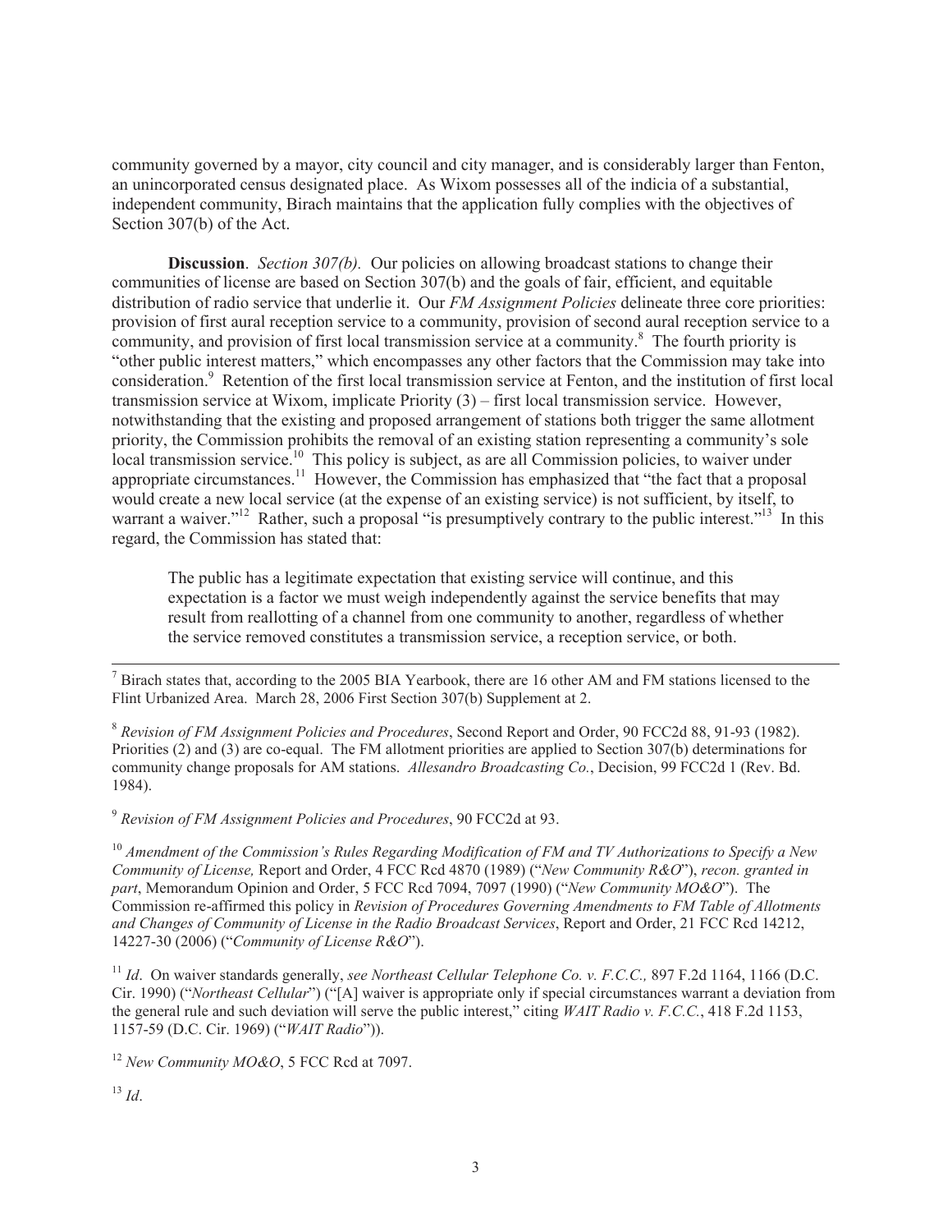community governed by a mayor, city council and city manager, and is considerably larger than Fenton, an unincorporated census designated place. As Wixom possesses all of the indicia of a substantial, independent community, Birach maintains that the application fully complies with the objectives of Section 307(b) of the Act.

**Discussion**. *Section 307(b).* Our policies on allowing broadcast stations to change their communities of license are based on Section 307(b) and the goals of fair, efficient, and equitable distribution of radio service that underlie it. Our *FM Assignment Policies* delineate three core priorities: provision of first aural reception service to a community, provision of second aural reception service to a community, and provision of first local transmission service at a community.[8] The fourth priority is "other public interest matters," which encompasses any other factors that the Commission may take into consideration.[9] Retention of the first local transmission service at Fenton, and the institution of first local transmission service at Wixom, implicate Priority (3) – first local transmission service. However, notwithstanding that the existing and proposed arrangement of stations both trigger the same allotment priority, the Commission prohibits the removal of an existing station representing a community's sole local transmission service.[10] This policy is subject, as are all Commission policies, to waiver under appropriate circumstances.[11] However, the Commission has emphasized that "the fact that a proposal would create a new local service (at the expense of an existing service) is not sufficient, by itself, to warrant a waiver."[12] Rather, such a proposal "is presumptively contrary to the public interest."[13] In this regard, the Commission has stated that:

> The public has a legitimate expectation that existing service will continue, and this expectation is a factor we must weigh independently against the service benefits that may result from reallotting of a channel from one community to another, regardless of whether the service removed constitutes a transmission service, a reception service, or both.

---

[7] Birach states that, according to the 2005 BIA Yearbook, there are 16 other AM and FM stations licensed to the Flint Urbanized Area. March 28, 2006 First Section 307(b) Supplement at 2.

[8] *Revision of FM Assignment Policies and Procedures*, Second Report and Order, 90 FCC2d 88, 91-93 (1982). Priorities (2) and (3) are co-equal. The FM allotment priorities are applied to Section 307(b) determinations for community change proposals for AM stations. *Allesandro Broadcasting Co.*, Decision, 99 FCC2d 1 (Rev. Bd. 1984).

[9] *Revision of FM Assignment Policies and Procedures*, 90 FCC2d at 93.

[10] *Amendment of the Commission's Rules Regarding Modification of FM and TV Authorizations to Specify a New Community of License,* Report and Order, 4 FCC Rcd 4870 (1989) ("*New Community R&O*"), *recon. granted in part*, Memorandum Opinion and Order, 5 FCC Rcd 7094, 7097 (1990) ("*New Community MO&O*"). The Commission re-affirmed this policy in *Revision of Procedures Governing Amendments to FM Table of Allotments and Changes of Community of License in the Radio Broadcast Services*, Report and Order, 21 FCC Rcd 14212, 14227-30 (2006) ("*Community of License R&O*").

[11] *Id*. On waiver standards generally, *see Northeast Cellular Telephone Co. v. F.C.C.,* 897 F.2d 1164, 1166 (D.C. Cir. 1990) ("*Northeast Cellular*") ("[A] waiver is appropriate only if special circumstances warrant a deviation from the general rule and such deviation will serve the public interest," citing *WAIT Radio v. F.C.C.*, 418 F.2d 1153, 1157-59 (D.C. Cir. 1969) ("*WAIT Radio*")).

[12] *New Community MO&O*, 5 FCC Rcd at 7097.

[13] *Id*.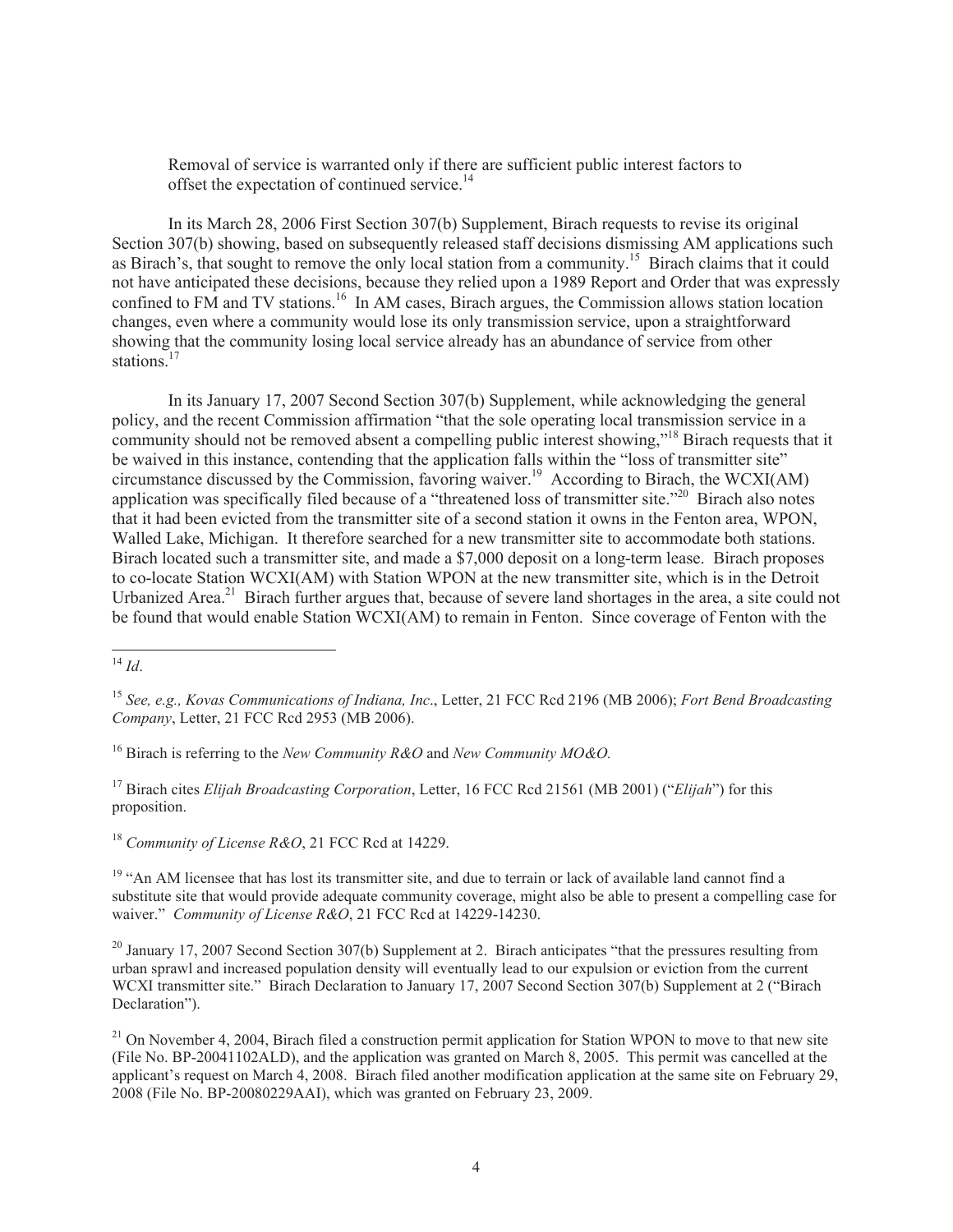Removal of service is warranted only if there are sufficient public interest factors to offset the expectation of continued service.[14]

In its March 28, 2006 First Section 307(b) Supplement, Birach requests to revise its original Section 307(b) showing, based on subsequently released staff decisions dismissing AM applications such as Birach's, that sought to remove the only local station from a community.[15] Birach claims that it could not have anticipated these decisions, because they relied upon a 1989 Report and Order that was expressly confined to FM and TV stations.[16] In AM cases, Birach argues, the Commission allows station location changes, even where a community would lose its only transmission service, upon a straightforward showing that the community losing local service already has an abundance of service from other stations.[17]

In its January 17, 2007 Second Section 307(b) Supplement, while acknowledging the general policy, and the recent Commission affirmation "that the sole operating local transmission service in a community should not be removed absent a compelling public interest showing,"[18] Birach requests that it be waived in this instance, contending that the application falls within the "loss of transmitter site" circumstance discussed by the Commission, favoring waiver.[19] According to Birach, the WCXI(AM) application was specifically filed because of a "threatened loss of transmitter site."[20] Birach also notes that it had been evicted from the transmitter site of a second station it owns in the Fenton area, WPON, Walled Lake, Michigan. It therefore searched for a new transmitter site to accommodate both stations. Birach located such a transmitter site, and made a $7,000 deposit on a long-term lease. Birach proposes to co-locate Station WCXI(AM) with Station WPON at the new transmitter site, which is in the Detroit Urbanized Area.[21] Birach further argues that, because of severe land shortages in the area, a site could not be found that would enable Station WCXI(AM) to remain in Fenton. Since coverage of Fenton with the

---

[14] *Id*.

[15] *See, e.g., Kovas Communications of Indiana, Inc*., Letter, 21 FCC Rcd 2196 (MB 2006); *Fort Bend Broadcasting Company*, Letter, 21 FCC Rcd 2953 (MB 2006).

[16] Birach is referring to the *New Community R&O* and *New Community MO&O.*

[17] Birach cites *Elijah Broadcasting Corporation*, Letter, 16 FCC Rcd 21561 (MB 2001) ("*Elijah*") for this proposition.

[18] *Community of License R&O*, 21 FCC Rcd at 14229.

[19] "An AM licensee that has lost its transmitter site, and due to terrain or lack of available land cannot find a substitute site that would provide adequate community coverage, might also be able to present a compelling case for waiver." *Community of License R&O*, 21 FCC Rcd at 14229-14230.

[20] January 17, 2007 Second Section 307(b) Supplement at 2. Birach anticipates "that the pressures resulting from urban sprawl and increased population density will eventually lead to our expulsion or eviction from the current WCXI transmitter site." Birach Declaration to January 17, 2007 Second Section 307(b) Supplement at 2 ("Birach Declaration").

[21] On November 4, 2004, Birach filed a construction permit application for Station WPON to move to that new site (File No. BP-20041102ALD), and the application was granted on March 8, 2005. This permit was cancelled at the applicant's request on March 4, 2008. Birach filed another modification application at the same site on February 29, 2008 (File No. BP-20080229AAI), which was granted on February 23, 2009.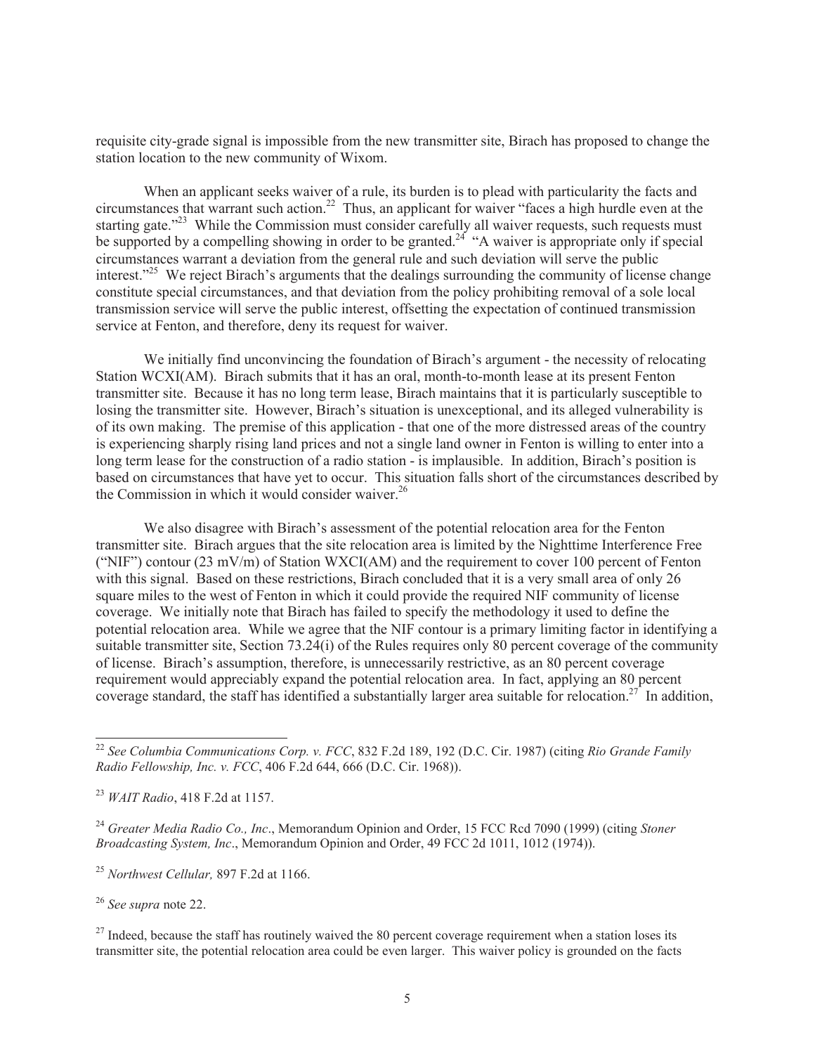requisite city-grade signal is impossible from the new transmitter site, Birach has proposed to change the station location to the new community of Wixom.

When an applicant seeks waiver of a rule, its burden is to plead with particularity the facts and circumstances that warrant such action.[22] Thus, an applicant for waiver "faces a high hurdle even at the starting gate."[23] While the Commission must consider carefully all waiver requests, such requests must be supported by a compelling showing in order to be granted.[24] "A waiver is appropriate only if special circumstances warrant a deviation from the general rule and such deviation will serve the public interest."[25] We reject Birach's arguments that the dealings surrounding the community of license change constitute special circumstances, and that deviation from the policy prohibiting removal of a sole local transmission service will serve the public interest, offsetting the expectation of continued transmission service at Fenton, and therefore, deny its request for waiver.

We initially find unconvincing the foundation of Birach's argument - the necessity of relocating Station WCXI(AM). Birach submits that it has an oral, month-to-month lease at its present Fenton transmitter site. Because it has no long term lease, Birach maintains that it is particularly susceptible to losing the transmitter site. However, Birach's situation is unexceptional, and its alleged vulnerability is of its own making. The premise of this application - that one of the more distressed areas of the country is experiencing sharply rising land prices and not a single land owner in Fenton is willing to enter into a long term lease for the construction of a radio station - is implausible. In addition, Birach's position is based on circumstances that have yet to occur. This situation falls short of the circumstances described by the Commission in which it would consider waiver.[26]

We also disagree with Birach's assessment of the potential relocation area for the Fenton transmitter site. Birach argues that the site relocation area is limited by the Nighttime Interference Free ("NIF") contour (23 mV/m) of Station WXCI(AM) and the requirement to cover 100 percent of Fenton with this signal. Based on these restrictions, Birach concluded that it is a very small area of only 26 square miles to the west of Fenton in which it could provide the required NIF community of license coverage. We initially note that Birach has failed to specify the methodology it used to define the potential relocation area. While we agree that the NIF contour is a primary limiting factor in identifying a suitable transmitter site, Section 73.24(i) of the Rules requires only 80 percent coverage of the community of license. Birach's assumption, therefore, is unnecessarily restrictive, as an 80 percent coverage requirement would appreciably expand the potential relocation area. In fact, applying an 80 percent coverage standard, the staff has identified a substantially larger area suitable for relocation.[27] In addition,

---

[22] *See Columbia Communications Corp. v. FCC*, 832 F.2d 189, 192 (D.C. Cir. 1987) (citing *Rio Grande Family Radio Fellowship, Inc. v. FCC*, 406 F.2d 644, 666 (D.C. Cir. 1968)).

[23] *WAIT Radio*, 418 F.2d at 1157.

[24] *Greater Media Radio Co., Inc*., Memorandum Opinion and Order, 15 FCC Rcd 7090 (1999) (citing *Stoner Broadcasting System, Inc*., Memorandum Opinion and Order, 49 FCC 2d 1011, 1012 (1974)).

[25] *Northwest Cellular,* 897 F.2d at 1166.

[26] *See supra* note 22.

[27] Indeed, because the staff has routinely waived the 80 percent coverage requirement when a station loses its transmitter site, the potential relocation area could be even larger. This waiver policy is grounded on the facts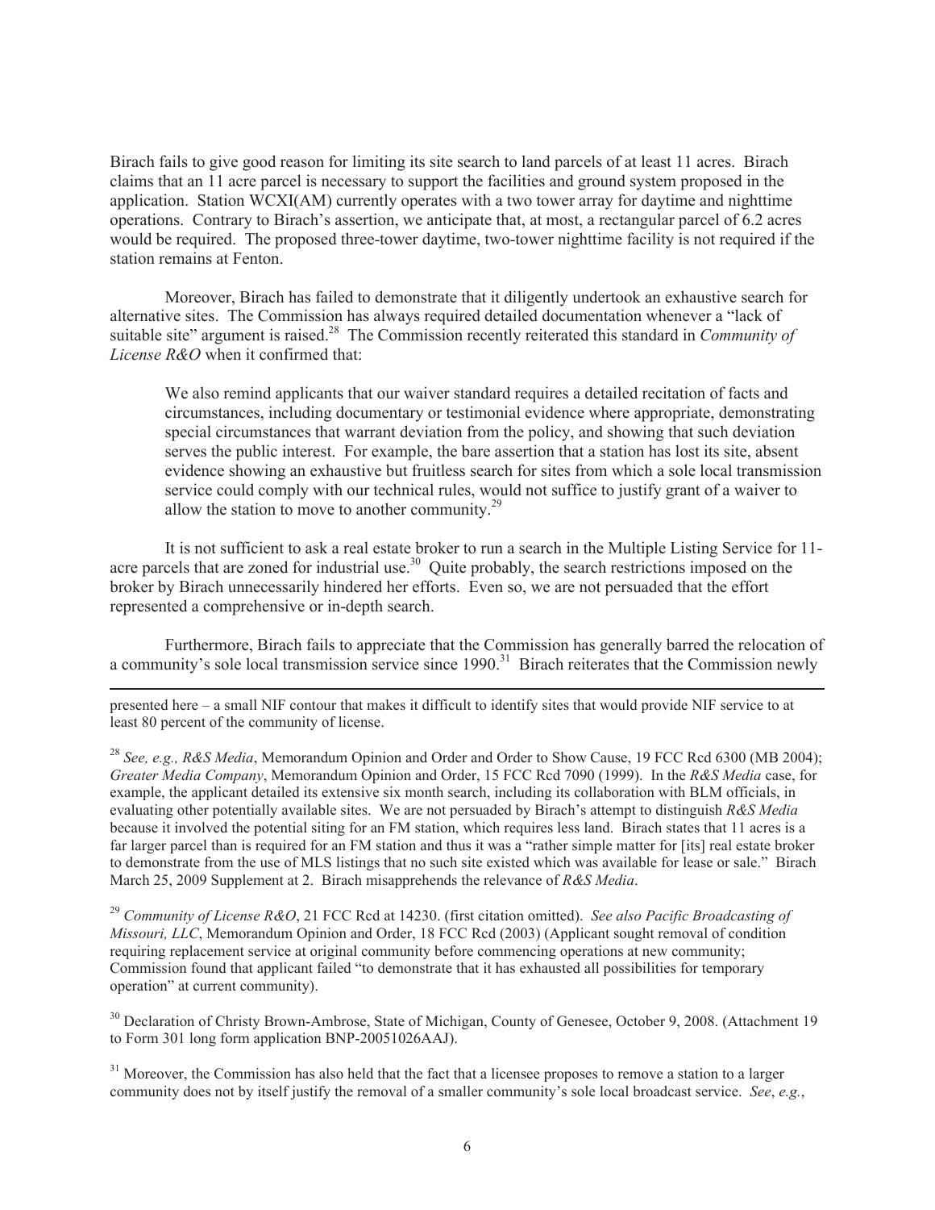Birach fails to give good reason for limiting its site search to land parcels of at least 11 acres. Birach claims that an 11 acre parcel is necessary to support the facilities and ground system proposed in the application. Station WCXI(AM) currently operates with a two tower array for daytime and nighttime operations. Contrary to Birach's assertion, we anticipate that, at most, a rectangular parcel of 6.2 acres would be required. The proposed three-tower daytime, two-tower nighttime facility is not required if the station remains at Fenton.

Moreover, Birach has failed to demonstrate that it diligently undertook an exhaustive search for alternative sites. The Commission has always required detailed documentation whenever a "lack of suitable site" argument is raised.[28] The Commission recently reiterated this standard in *Community of License R&O* when it confirmed that:

> We also remind applicants that our waiver standard requires a detailed recitation of facts and circumstances, including documentary or testimonial evidence where appropriate, demonstrating special circumstances that warrant deviation from the policy, and showing that such deviation serves the public interest. For example, the bare assertion that a station has lost its site, absent evidence showing an exhaustive but fruitless search for sites from which a sole local transmission service could comply with our technical rules, would not suffice to justify grant of a waiver to allow the station to move to another community.[29]

It is not sufficient to ask a real estate broker to run a search in the Multiple Listing Service for 11-acre parcels that are zoned for industrial use.[30] Quite probably, the search restrictions imposed on the broker by Birach unnecessarily hindered her efforts. Even so, we are not persuaded that the effort represented a comprehensive or in-depth search.

Furthermore, Birach fails to appreciate that the Commission has generally barred the relocation of a community's sole local transmission service since 1990.[31] Birach reiterates that the Commission newly

---

presented here – a small NIF contour that makes it difficult to identify sites that would provide NIF service to at least 80 percent of the community of license.

[28] *See, e.g., R&S Media*, Memorandum Opinion and Order and Order to Show Cause, 19 FCC Rcd 6300 (MB 2004); *Greater Media Company*, Memorandum Opinion and Order, 15 FCC Rcd 7090 (1999). In the *R&S Media* case, for example, the applicant detailed its extensive six month search, including its collaboration with BLM officials, in evaluating other potentially available sites. We are not persuaded by Birach's attempt to distinguish *R&S Media* because it involved the potential siting for an FM station, which requires less land. Birach states that 11 acres is a far larger parcel than is required for an FM station and thus it was a "rather simple matter for [its] real estate broker to demonstrate from the use of MLS listings that no such site existed which was available for lease or sale." Birach March 25, 2009 Supplement at 2. Birach misapprehends the relevance of *R&S Media*.

[29] *Community of License R&O*, 21 FCC Rcd at 14230. (first citation omitted). *See also Pacific Broadcasting of Missouri, LLC*, Memorandum Opinion and Order, 18 FCC Rcd (2003) (Applicant sought removal of condition requiring replacement service at original community before commencing operations at new community; Commission found that applicant failed "to demonstrate that it has exhausted all possibilities for temporary operation" at current community).

[30] Declaration of Christy Brown-Ambrose, State of Michigan, County of Genesee, October 9, 2008. (Attachment 19 to Form 301 long form application BNP-20051026AAJ).

[31] Moreover, the Commission has also held that the fact that a licensee proposes to remove a station to a larger community does not by itself justify the removal of a smaller community's sole local broadcast service. *See*, *e.g.*,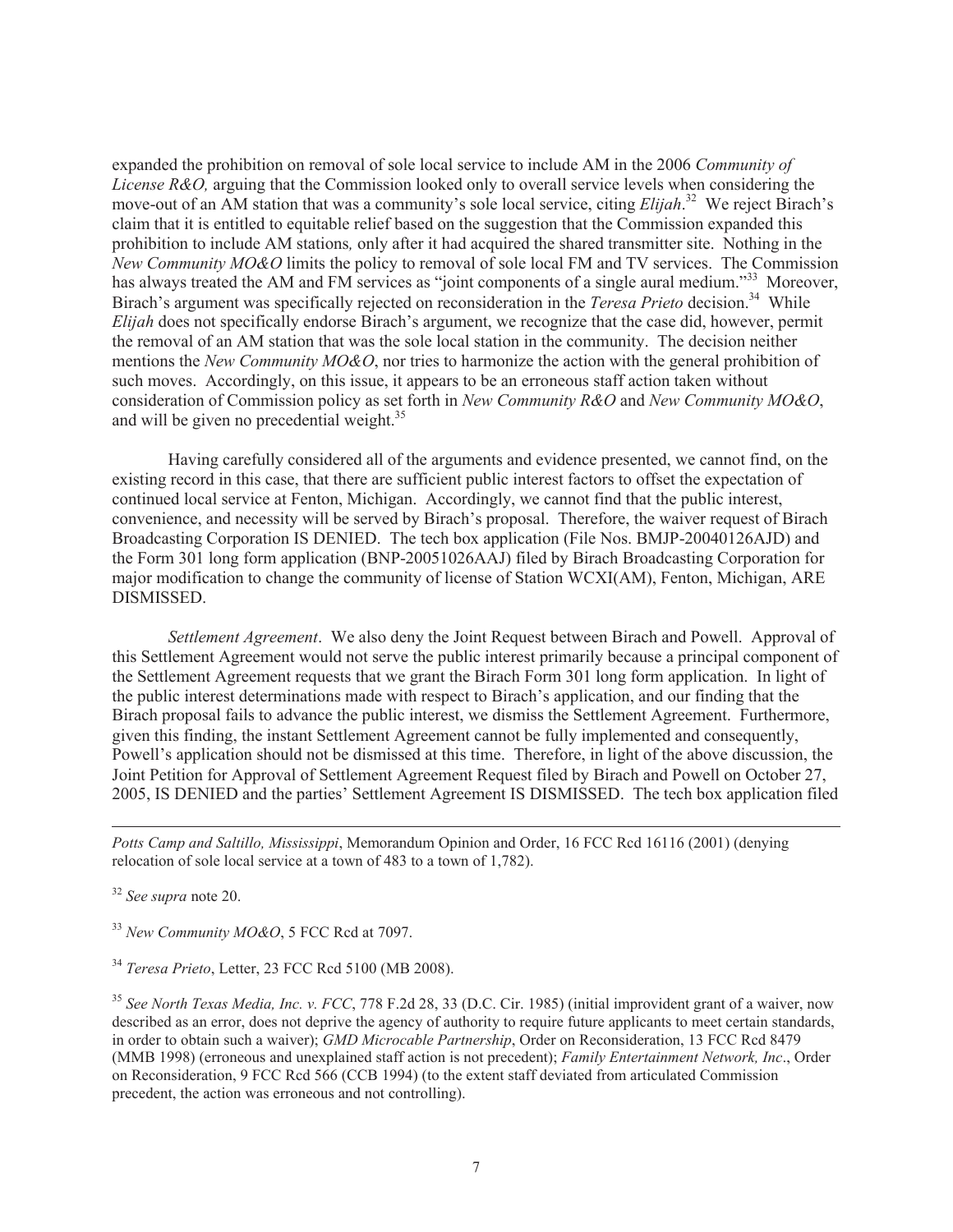expanded the prohibition on removal of sole local service to include AM in the 2006 *Community of License R&O,* arguing that the Commission looked only to overall service levels when considering the move-out of an AM station that was a community's sole local service, citing *Elijah*.[32] We reject Birach's claim that it is entitled to equitable relief based on the suggestion that the Commission expanded this prohibition to include AM stations*,* only after it had acquired the shared transmitter site. Nothing in the *New Community MO&O* limits the policy to removal of sole local FM and TV services. The Commission has always treated the AM and FM services as "joint components of a single aural medium."[33] Moreover, Birach's argument was specifically rejected on reconsideration in the *Teresa Prieto* decision.[34] While *Elijah* does not specifically endorse Birach's argument, we recognize that the case did, however, permit the removal of an AM station that was the sole local station in the community. The decision neither mentions the *New Community MO&O*, nor tries to harmonize the action with the general prohibition of such moves. Accordingly, on this issue, it appears to be an erroneous staff action taken without consideration of Commission policy as set forth in *New Community R&O* and *New Community MO&O*, and will be given no precedential weight.[35]

Having carefully considered all of the arguments and evidence presented, we cannot find, on the existing record in this case, that there are sufficient public interest factors to offset the expectation of continued local service at Fenton, Michigan. Accordingly, we cannot find that the public interest, convenience, and necessity will be served by Birach's proposal. Therefore, the waiver request of Birach Broadcasting Corporation IS DENIED. The tech box application (File Nos. BMJP-20040126AJD) and the Form 301 long form application (BNP-20051026AAJ) filed by Birach Broadcasting Corporation for major modification to change the community of license of Station WCXI(AM), Fenton, Michigan, ARE DISMISSED.

*Settlement Agreement*. We also deny the Joint Request between Birach and Powell. Approval of this Settlement Agreement would not serve the public interest primarily because a principal component of the Settlement Agreement requests that we grant the Birach Form 301 long form application. In light of the public interest determinations made with respect to Birach's application, and our finding that the Birach proposal fails to advance the public interest, we dismiss the Settlement Agreement. Furthermore, given this finding, the instant Settlement Agreement cannot be fully implemented and consequently, Powell's application should not be dismissed at this time. Therefore, in light of the above discussion, the Joint Petition for Approval of Settlement Agreement Request filed by Birach and Powell on October 27, 2005, IS DENIED and the parties' Settlement Agreement IS DISMISSED. The tech box application filed

---

*Potts Camp and Saltillo, Mississippi*, Memorandum Opinion and Order, 16 FCC Rcd 16116 (2001) (denying relocation of sole local service at a town of 483 to a town of 1,782).

[32] *See supra* note 20.

[33] *New Community MO&O*, 5 FCC Rcd at 7097.

[34] *Teresa Prieto*, Letter, 23 FCC Rcd 5100 (MB 2008).

[35] *See North Texas Media, Inc. v. FCC*, 778 F.2d 28, 33 (D.C. Cir. 1985) (initial improvident grant of a waiver, now described as an error, does not deprive the agency of authority to require future applicants to meet certain standards, in order to obtain such a waiver); *GMD Microcable Partnership*, Order on Reconsideration, 13 FCC Rcd 8479 (MMB 1998) (erroneous and unexplained staff action is not precedent); *Family Entertainment Network, Inc*., Order on Reconsideration, 9 FCC Rcd 566 (CCB 1994) (to the extent staff deviated from articulated Commission precedent, the action was erroneous and not controlling).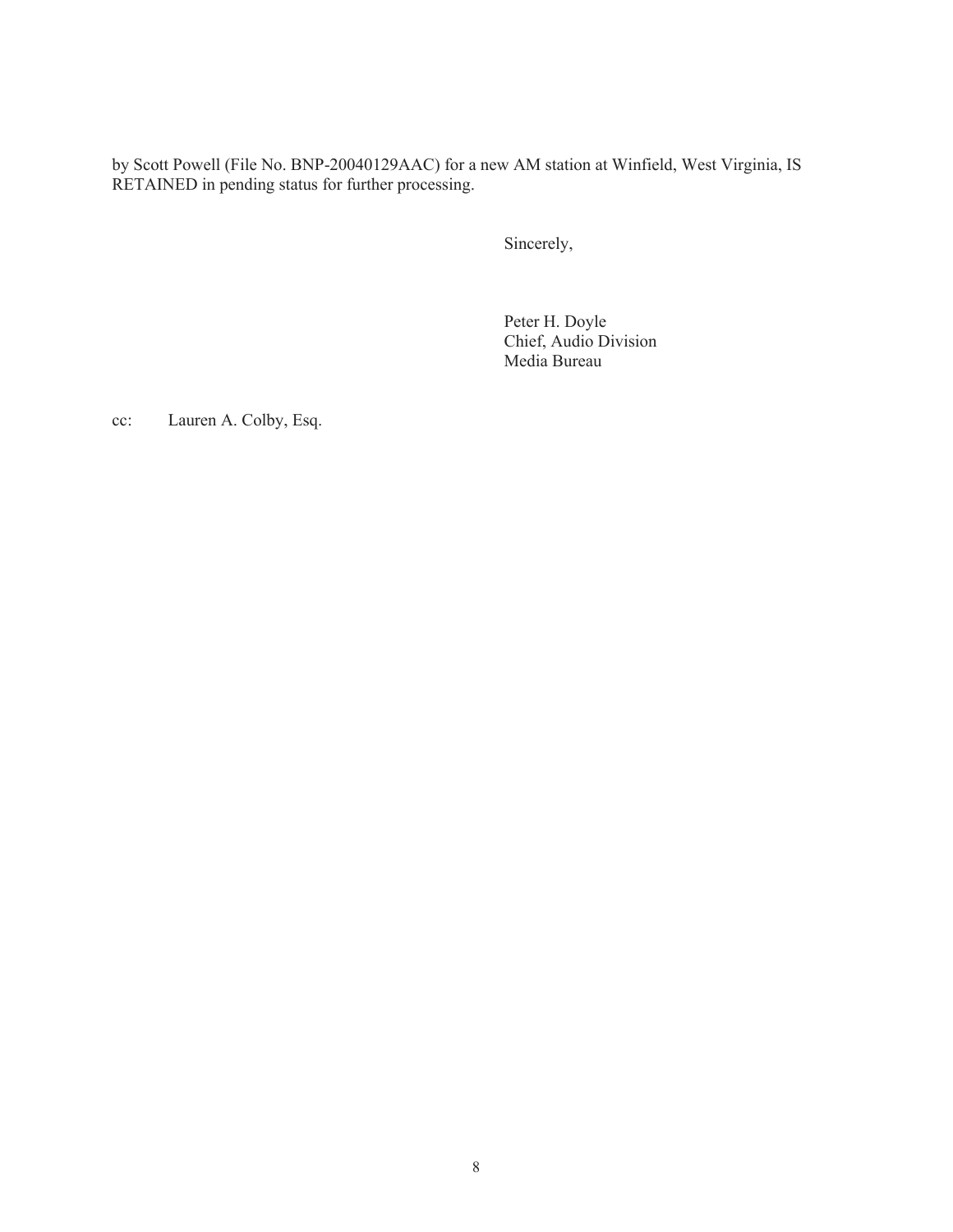by Scott Powell (File No. BNP-20040129AAC) for a new AM station at Winfield, West Virginia, IS RETAINED in pending status for further processing.

Sincerely,

Peter H. Doyle
Chief, Audio Division
Media Bureau

cc: Lauren A. Colby, Esq.